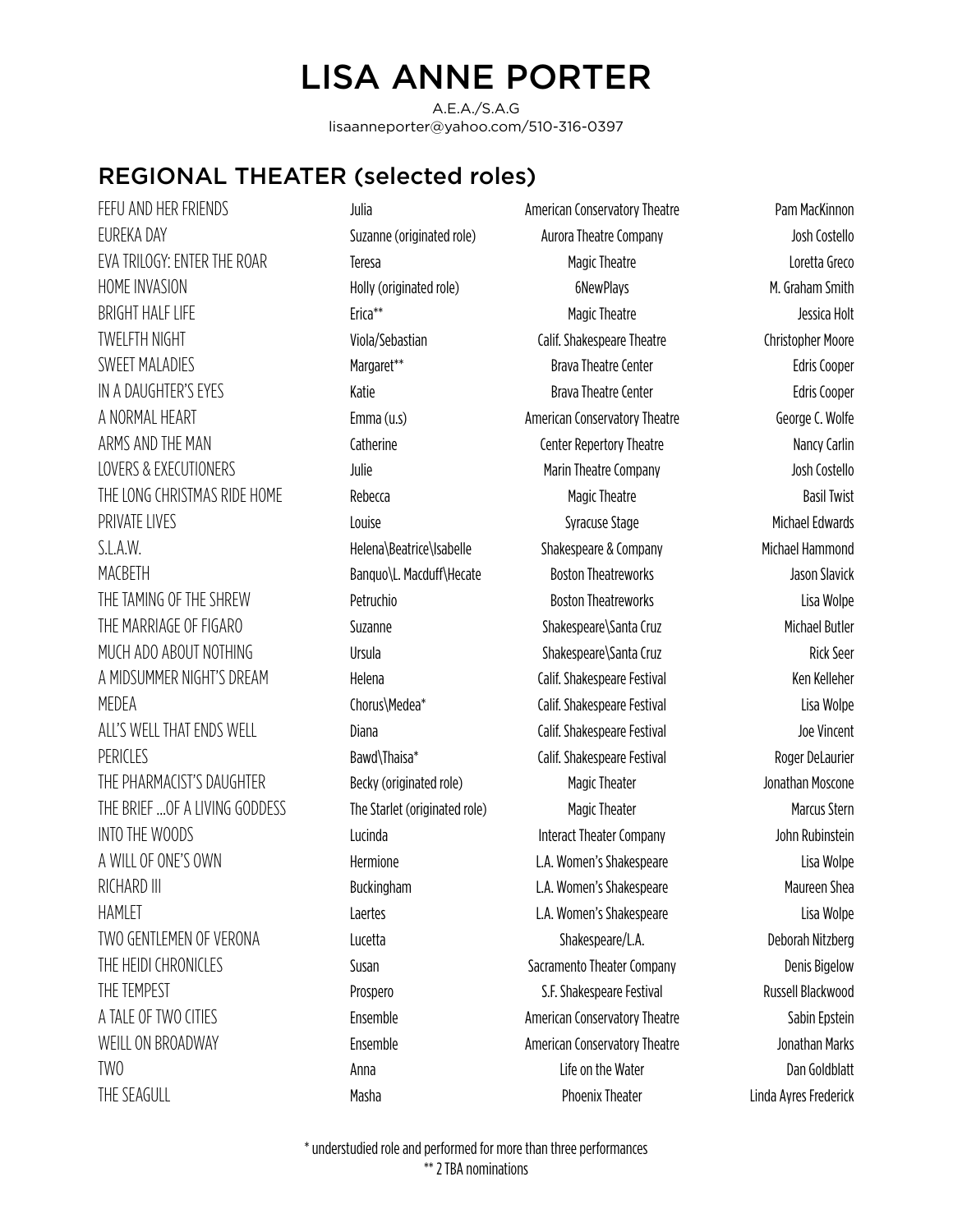# LISA ANNE PORTER

A.E.A./S.A.G
lisaanneporter@yahoo.com/510-316-0397

## REGIONAL THEATER (selected roles)

| | | | |
|---|---|---|---|
| FEFU AND HER FRIENDS | Julia | American Conservatory Theatre | Pam MacKinnon |
| EUREKA DAY | Suzanne (originated role) | Aurora Theatre Company | Josh Costello |
| EVA TRILOGY: ENTER THE ROAR | Teresa | Magic Theatre | Loretta Greco |
| HOME INVASION | Holly (originated role) | 6NewPlays | M. Graham Smith |
| BRIGHT HALF LIFE | Erica** | Magic Theatre | Jessica Holt |
| TWELFTH NIGHT | Viola/Sebastian | Calif. Shakespeare Theatre | Christopher Moore |
| SWEET MALADIES | Margaret** | Brava Theatre Center | Edris Cooper |
| IN A DAUGHTER'S EYES | Katie | Brava Theatre Center | Edris Cooper |
| A NORMAL HEART | Emma (u.s) | American Conservatory Theatre | George C. Wolfe |
| ARMS AND THE MAN | Catherine | Center Repertory Theatre | Nancy Carlin |
| LOVERS & EXECUTIONERS | Julie | Marin Theatre Company | Josh Costello |
| THE LONG CHRISTMAS RIDE HOME | Rebecca | Magic Theatre | Basil Twist |
| PRIVATE LIVES | Louise | Syracuse Stage | Michael Edwards |
| S.L.A.W. | Helena\Beatrice\Isabelle | Shakespeare & Company | Michael Hammond |
| MACBETH | Banquo\L. Macduff\Hecate | Boston Theatreworks | Jason Slavick |
| THE TAMING OF THE SHREW | Petruchio | Boston Theatreworks | Lisa Wolpe |
| THE MARRIAGE OF FIGARO | Suzanne | Shakespeare\Santa Cruz | Michael Butler |
| MUCH ADO ABOUT NOTHING | Ursula | Shakespeare\Santa Cruz | Rick Seer |
| A MIDSUMMER NIGHT'S DREAM | Helena | Calif. Shakespeare Festival | Ken Kelleher |
| MEDEA | Chorus\Medea* | Calif. Shakespeare Festival | Lisa Wolpe |
| ALL'S WELL THAT ENDS WELL | Diana | Calif. Shakespeare Festival | Joe Vincent |
| PERICLES | Bawd\Thaisa* | Calif. Shakespeare Festival | Roger DeLaurier |
| THE PHARMACIST'S DAUGHTER | Becky (originated role) | Magic Theater | Jonathan Moscone |
| THE BRIEF ...OF A LIVING GODDESS | The Starlet (originated role) | Magic Theater | Marcus Stern |
| INTO THE WOODS | Lucinda | Interact Theater Company | John Rubinstein |
| A WILL OF ONE'S OWN | Hermione | L.A. Women's Shakespeare | Lisa Wolpe |
| RICHARD III | Buckingham | L.A. Women's Shakespeare | Maureen Shea |
| HAMLET | Laertes | L.A. Women's Shakespeare | Lisa Wolpe |
| TWO GENTLEMEN OF VERONA | Lucetta | Shakespeare/L.A. | Deborah Nitzberg |
| THE HEIDI CHRONICLES | Susan | Sacramento Theater Company | Denis Bigelow |
| THE TEMPEST | Prospero | S.F. Shakespeare Festival | Russell Blackwood |
| A TALE OF TWO CITIES | Ensemble | American Conservatory Theatre | Sabin Epstein |
| WEILL ON BROADWAY | Ensemble | American Conservatory Theatre | Jonathan Marks |
| TWO | Anna | Life on the Water | Dan Goldblatt |
| THE SEAGULL | Masha | Phoenix Theater | Linda Ayres Frederick |

* understudied role and performed for more than three performances
** 2 TBA nominations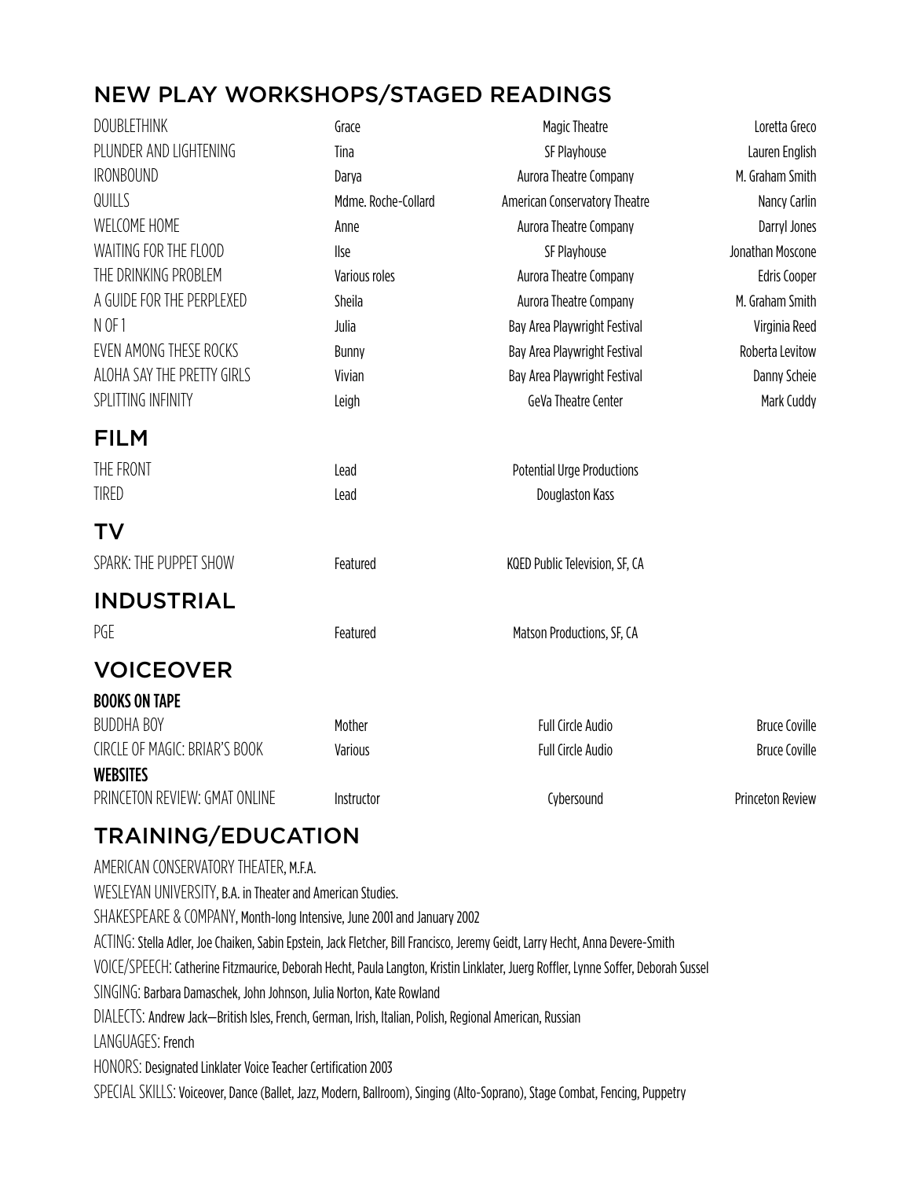## NEW PLAY WORKSHOPS/STAGED READINGS

| | | | |
|---|---|---|---|
| DOUBLETHINK | Grace | Magic Theatre | Loretta Greco |
| PLUNDER AND LIGHTENING | Tina | SF Playhouse | Lauren English |
| IRONBOUND | Darya | Aurora Theatre Company | M. Graham Smith |
| QUILLS | Mdme. Roche-Collard | American Conservatory Theatre | Nancy Carlin |
| WELCOME HOME | Anne | Aurora Theatre Company | Darryl Jones |
| WAITING FOR THE FLOOD | Ilse | SF Playhouse | Jonathan Moscone |
| THE DRINKING PROBLEM | Various roles | Aurora Theatre Company | Edris Cooper |
| A GUIDE FOR THE PERPLEXED | Sheila | Aurora Theatre Company | M. Graham Smith |
| N OF 1 | Julia | Bay Area Playwright Festival | Virginia Reed |
| EVEN AMONG THESE ROCKS | Bunny | Bay Area Playwright Festival | Roberta Levitow |
| ALOHA SAY THE PRETTY GIRLS | Vivian | Bay Area Playwright Festival | Danny Scheie |
| SPLITTING INFINITY | Leigh | GeVa Theatre Center | Mark Cuddy |

## FILM

| | | |
|---|---|---|
| THE FRONT | Lead | Potential Urge Productions |
| TIRED | Lead | Douglaston Kass |

## TV

| | | |
|---|---|---|
| SPARK: THE PUPPET SHOW | Featured | KQED Public Television, SF, CA |

## INDUSTRIAL

| | | |
|---|---|---|
| PGE | Featured | Matson Productions, SF, CA |

## VOICEOVER

**BOOKS ON TAPE**

| | | | |
|---|---|---|---|
| BUDDHA BOY | Mother | Full Circle Audio | Bruce Coville |
| CIRCLE OF MAGIC: BRIAR'S BOOK | Various | Full Circle Audio | Bruce Coville |

**WEBSITES**

| | | | |
|---|---|---|---|
| PRINCETON REVIEW: GMAT ONLINE | Instructor | Cybersound | Princeton Review |

## TRAINING/EDUCATION

AMERICAN CONSERVATORY THEATER, M.F.A.

WESLEYAN UNIVERSITY, B.A. in Theater and American Studies.

SHAKESPEARE & COMPANY, Month-long Intensive, June 2001 and January 2002

ACTING: Stella Adler, Joe Chaiken, Sabin Epstein, Jack Fletcher, Bill Francisco, Jeremy Geidt, Larry Hecht, Anna Devere-Smith

VOICE/SPEECH: Catherine Fitzmaurice, Deborah Hecht, Paula Langton, Kristin Linklater, Juerg Roffler, Lynne Soffer, Deborah Sussel

SINGING: Barbara Damaschek, John Johnson, Julia Norton, Kate Rowland

DIALECTS: Andrew Jack—British Isles, French, German, Irish, Italian, Polish, Regional American, Russian

LANGUAGES: French

HONORS: Designated Linklater Voice Teacher Certification 2003

SPECIAL SKILLS: Voiceover, Dance (Ballet, Jazz, Modern, Ballroom), Singing (Alto-Soprano), Stage Combat, Fencing, Puppetry